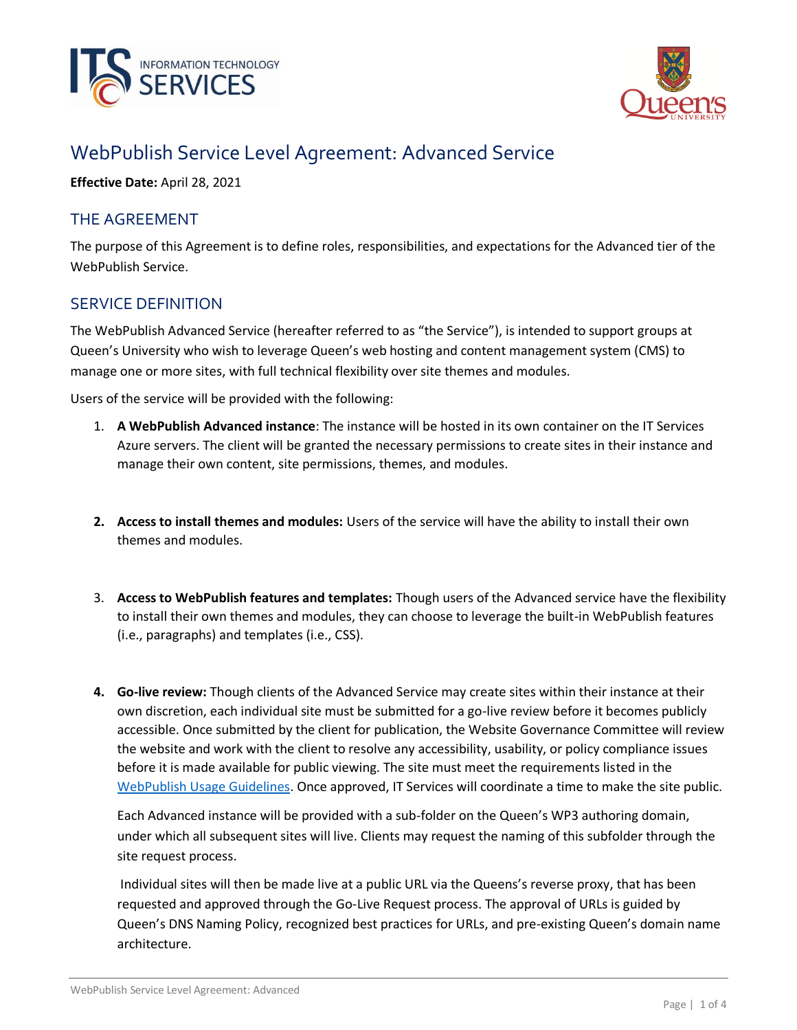# WebPublish Service Level Agreement: Advanced Service

**Effective Date:** April 28, 2021

## THE AGREEMENT

The purpose of this Agreement is to define roles, responsibilities, and expectations for the Advanced tier of the WebPublish Service.

## SERVICE DEFINITION

The WebPublish Advanced Service (hereafter referred to as "the Service"), is intended to support groups at Queen's University who wish to leverage Queen's web hosting and content management system (CMS) to manage one or more sites, with full technical flexibility over site themes and modules.

Users of the service will be provided with the following:

1. **A WebPublish Advanced instance**: The instance will be hosted in its own container on the IT Services Azure servers. The client will be granted the necessary permissions to create sites in their instance and manage their own content, site permissions, themes, and modules.

2. **Access to install themes and modules:** Users of the service will have the ability to install their own themes and modules.

3. **Access to WebPublish features and templates:** Though users of the Advanced service have the flexibility to install their own themes and modules, they can choose to leverage the built-in WebPublish features (i.e., paragraphs) and templates (i.e., CSS).

4. **Go-live review:** Though clients of the Advanced Service may create sites within their instance at their own discretion, each individual site must be submitted for a go-live review before it becomes publicly accessible. Once submitted by the client for publication, the Website Governance Committee will review the website and work with the client to resolve any accessibility, usability, or policy compliance issues before it is made available for public viewing. The site must meet the requirements listed in the WebPublish Usage Guidelines. Once approved, IT Services will coordinate a time to make the site public.

   Each Advanced instance will be provided with a sub-folder on the Queen's WP3 authoring domain, under which all subsequent sites will live. Clients may request the naming of this subfolder through the site request process.

   Individual sites will then be made live at a public URL via the Queens's reverse proxy, that has been requested and approved through the Go-Live Request process. The approval of URLs is guided by Queen's DNS Naming Policy, recognized best practices for URLs, and pre-existing Queen's domain name architecture.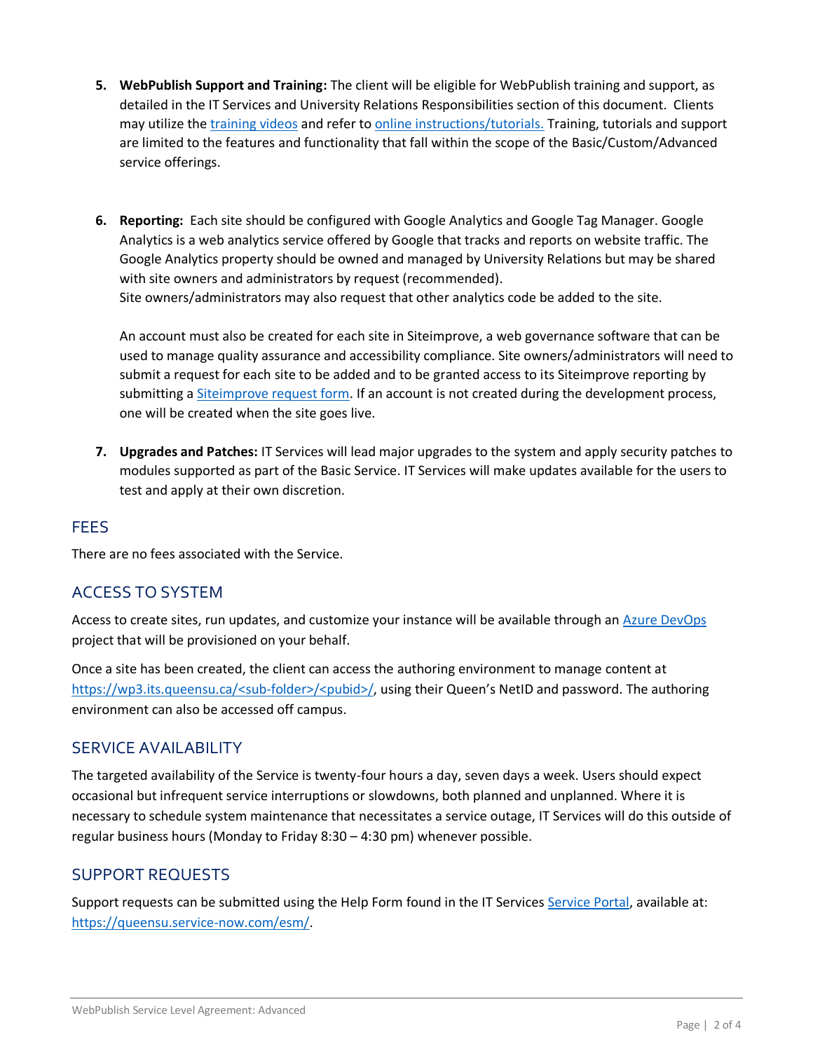5. **WebPublish Support and Training:** The client will be eligible for WebPublish training and support, as detailed in the IT Services and University Relations Responsibilities section of this document. Clients may utilize the training videos and refer to online instructions/tutorials. Training, tutorials and support are limited to the features and functionality that fall within the scope of the Basic/Custom/Advanced service offerings.

6. **Reporting:** Each site should be configured with Google Analytics and Google Tag Manager. Google Analytics is a web analytics service offered by Google that tracks and reports on website traffic. The Google Analytics property should be owned and managed by University Relations but may be shared with site owners and administrators by request (recommended).
   Site owners/administrators may also request that other analytics code be added to the site.

   An account must also be created for each site in Siteimprove, a web governance software that can be used to manage quality assurance and accessibility compliance. Site owners/administrators will need to submit a request for each site to be added and to be granted access to its Siteimprove reporting by submitting a Siteimprove request form. If an account is not created during the development process, one will be created when the site goes live.

7. **Upgrades and Patches:** IT Services will lead major upgrades to the system and apply security patches to modules supported as part of the Basic Service. IT Services will make updates available for the users to test and apply at their own discretion.

## FEES

There are no fees associated with the Service.

## ACCESS TO SYSTEM

Access to create sites, run updates, and customize your instance will be available through an Azure DevOps project that will be provisioned on your behalf.

Once a site has been created, the client can access the authoring environment to manage content at https://wp3.its.queensu.ca/<sub-folder>/<pubid>/, using their Queen's NetID and password. The authoring environment can also be accessed off campus.

## SERVICE AVAILABILITY

The targeted availability of the Service is twenty-four hours a day, seven days a week. Users should expect occasional but infrequent service interruptions or slowdowns, both planned and unplanned. Where it is necessary to schedule system maintenance that necessitates a service outage, IT Services will do this outside of regular business hours (Monday to Friday 8:30 – 4:30 pm) whenever possible.

## SUPPORT REQUESTS

Support requests can be submitted using the Help Form found in the IT Services Service Portal, available at: https://queensu.service-now.com/esm/.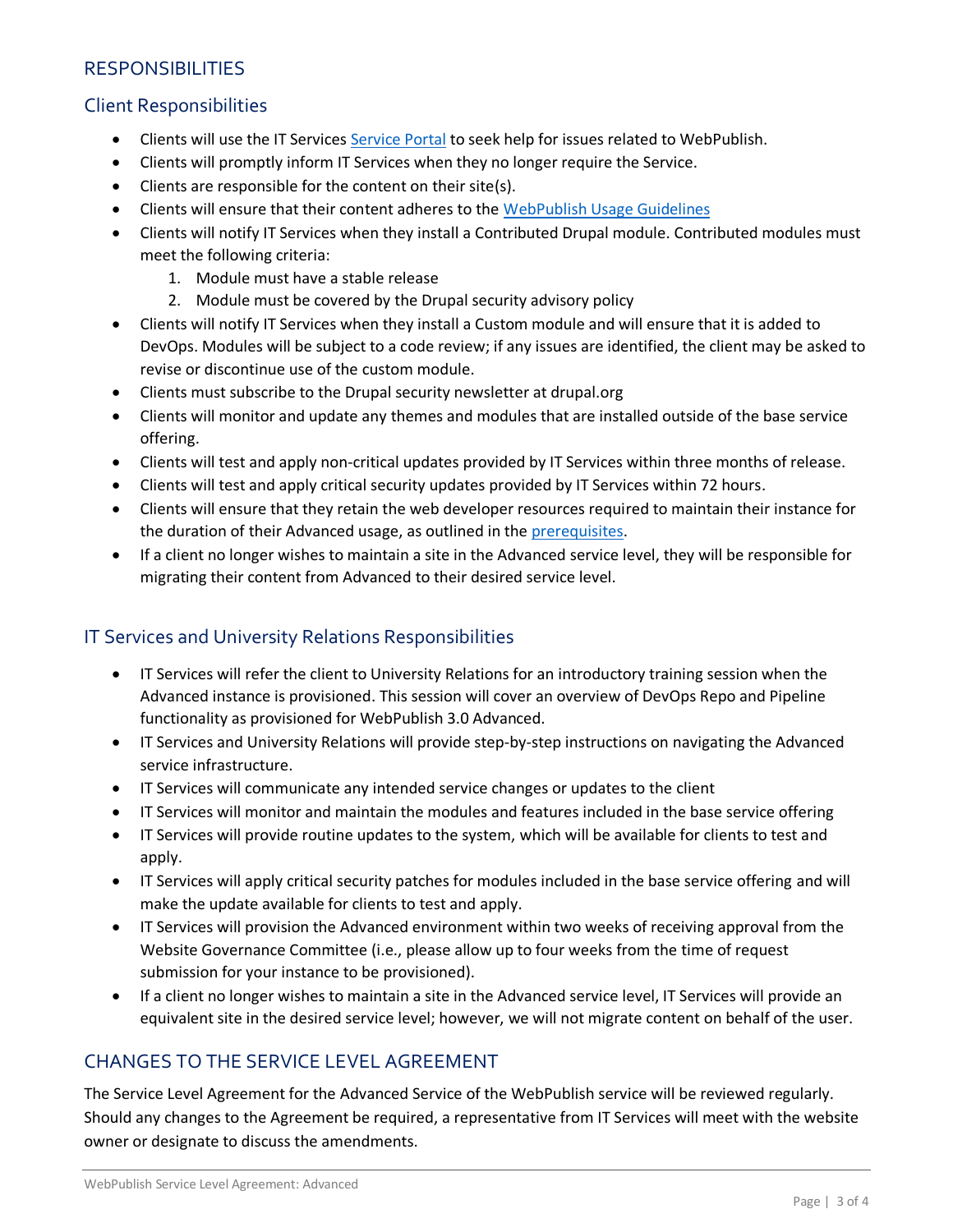## RESPONSIBILITIES

### Client Responsibilities

- Clients will use the IT Services [Service Portal] to seek help for issues related to WebPublish.
- Clients will promptly inform IT Services when they no longer require the Service.
- Clients are responsible for the content on their site(s).
- Clients will ensure that their content adheres to the [WebPublish Usage Guidelines]
- Clients will notify IT Services when they install a Contributed Drupal module. Contributed modules must meet the following criteria:
    1. Module must have a stable release
    2. Module must be covered by the Drupal security advisory policy
- Clients will notify IT Services when they install a Custom module and will ensure that it is added to DevOps. Modules will be subject to a code review; if any issues are identified, the client may be asked to revise or discontinue use of the custom module.
- Clients must subscribe to the Drupal security newsletter at drupal.org
- Clients will monitor and update any themes and modules that are installed outside of the base service offering.
- Clients will test and apply non-critical updates provided by IT Services within three months of release.
- Clients will test and apply critical security updates provided by IT Services within 72 hours.
- Clients will ensure that they retain the web developer resources required to maintain their instance for the duration of their Advanced usage, as outlined in the [prerequisites].
- If a client no longer wishes to maintain a site in the Advanced service level, they will be responsible for migrating their content from Advanced to their desired service level.

### IT Services and University Relations Responsibilities

- IT Services will refer the client to University Relations for an introductory training session when the Advanced instance is provisioned. This session will cover an overview of DevOps Repo and Pipeline functionality as provisioned for WebPublish 3.0 Advanced.
- IT Services and University Relations will provide step-by-step instructions on navigating the Advanced service infrastructure.
- IT Services will communicate any intended service changes or updates to the client
- IT Services will monitor and maintain the modules and features included in the base service offering
- IT Services will provide routine updates to the system, which will be available for clients to test and apply.
- IT Services will apply critical security patches for modules included in the base service offering and will make the update available for clients to test and apply.
- IT Services will provision the Advanced environment within two weeks of receiving approval from the Website Governance Committee (i.e., please allow up to four weeks from the time of request submission for your instance to be provisioned).
- If a client no longer wishes to maintain a site in the Advanced service level, IT Services will provide an equivalent site in the desired service level; however, we will not migrate content on behalf of the user.

## CHANGES TO THE SERVICE LEVEL AGREEMENT

The Service Level Agreement for the Advanced Service of the WebPublish service will be reviewed regularly. Should any changes to the Agreement be required, a representative from IT Services will meet with the website owner or designate to discuss the amendments.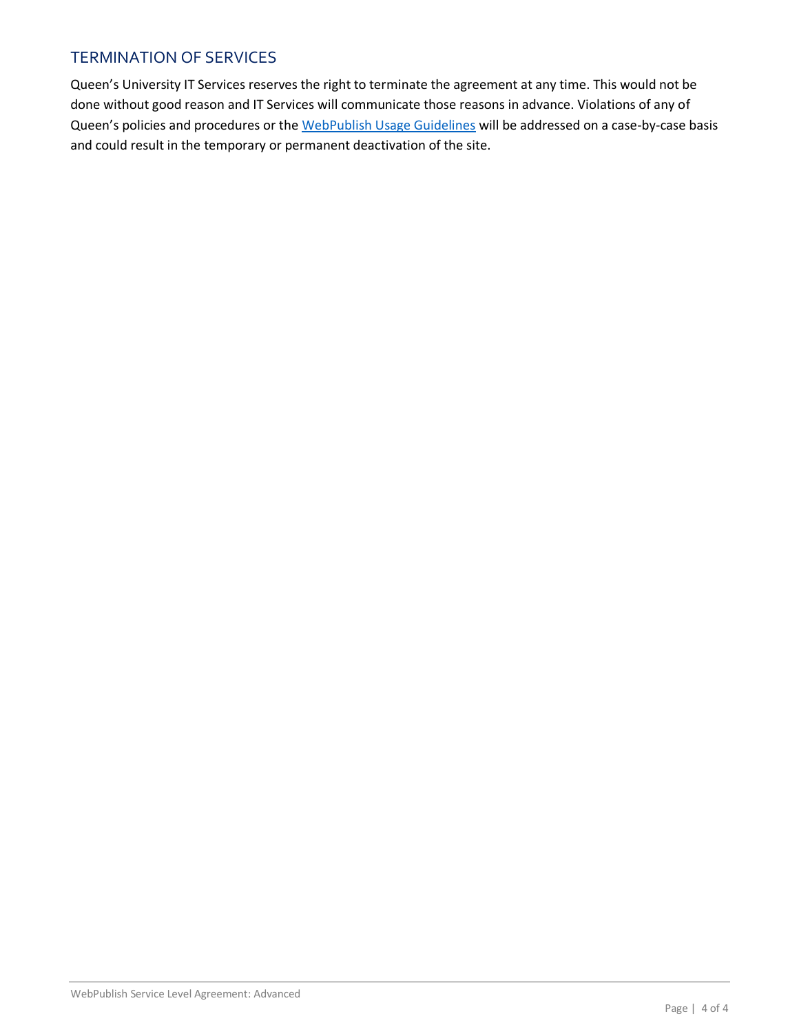## TERMINATION OF SERVICES

Queen's University IT Services reserves the right to terminate the agreement at any time. This would not be done without good reason and IT Services will communicate those reasons in advance. Violations of any of Queen's policies and procedures or the WebPublish Usage Guidelines will be addressed on a case-by-case basis and could result in the temporary or permanent deactivation of the site.